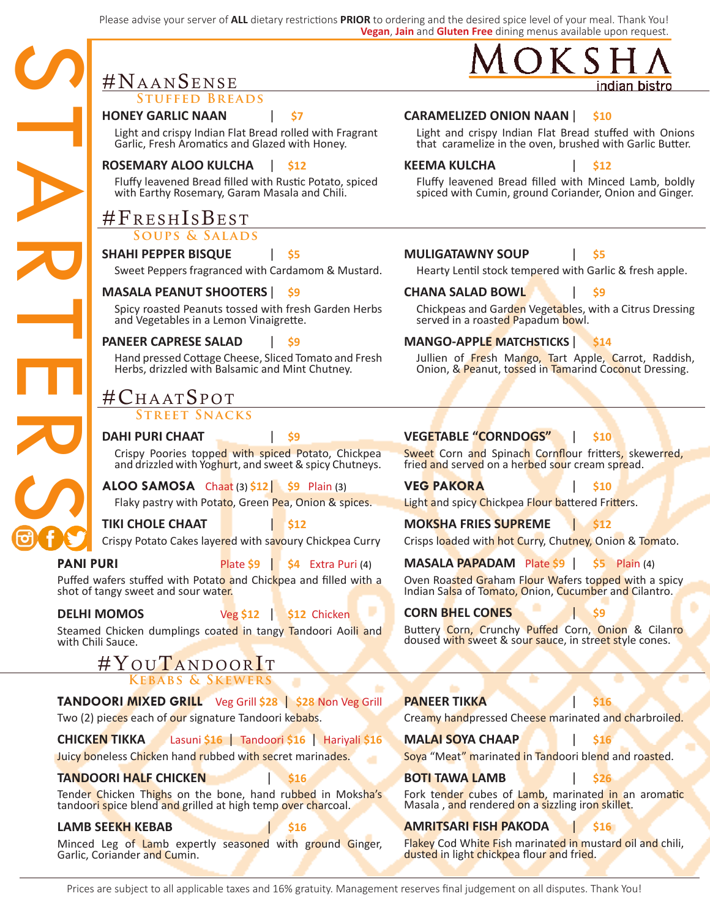Please advise your server of **ALL** dietary restrictions **PRIOR** to ordering and the desired spice level of your meal. Thank You!
**Vegan**, **Jain** and **Gluten Free** dining menus available upon request.

# MOKSHA
indian bistro

# STARTERS

## #NaanSense
### Stuffed Breads

**HONEY GARLIC NAAN** | **$7**
Light and crispy Indian Flat Bread rolled with Fragrant Garlic, Fresh Aromatics and Glazed with Honey.

**ROSEMARY ALOO KULCHA** | **$12**
Fluffy leavened Bread filled with Rustic Potato, spiced with Earthy Rosemary, Garam Masala and Chili.

**CARAMELIZED ONION NAAN** | **$10**
Light and crispy Indian Flat Bread stuffed with Onions that caramelize in the oven, brushed with Garlic Butter.

**KEEMA KULCHA** | **$12**
Fluffy leavened Bread filled with Minced Lamb, boldly spiced with Cumin, ground Coriander, Onion and Ginger.

## #FreshIsBest
### Soups & Salads

**SHAHI PEPPER BISQUE** | **$5**
Sweet Peppers fragranced with Cardamom & Mustard.

**MASALA PEANUT SHOOTERS** | **$9**
Spicy roasted Peanuts tossed with fresh Garden Herbs and Vegetables in a Lemon Vinaigrette.

**PANEER CAPRESE SALAD** | **$9**
Hand pressed Cottage Cheese, Sliced Tomato and Fresh Herbs, drizzled with Balsamic and Mint Chutney.

**MULIGATAWNY SOUP** | **$5**
Hearty Lentil stock tempered with Garlic & fresh apple.

**CHANA SALAD BOWL** | **$9**
Chickpeas and Garden Vegetables, with a Citrus Dressing served in a roasted Papadum bowl.

**MANGO-APPLE MATCHSTICKS** | **$14**
Jullien of Fresh Mango, Tart Apple, Carrot, Radish, Onion, & Peanut, tossed in Tamarind Coconut Dressing.

## #ChaatSpot
### Street Snacks

**DAHI PURI CHAAT** | **$9**
Crispy Poories topped with spiced Potato, Chickpea and drizzled with Yoghurt, and sweet & spicy Chutneys.

**ALOO SAMOSA** Chaat (3) **$12** | **$9** Plain (3)
Flaky pastry with Potato, Green Pea, Onion & spices.

**TIKI CHOLE CHAAT** | **$12**
Crispy Potato Cakes layered with savoury Chickpea Curry

**PANI PURI** Plate **$9** | **$4** Extra Puri (4)
Puffed wafers stuffed with Potato and Chickpea and filled with a shot of tangy sweet and sour water.

**DELHI MOMOS** Veg **$12** | **$12** Chicken
Steamed Chicken dumplings coated in tangy Tandoori Aoili and with Chili Sauce.

**VEGETABLE "CORNDOGS"** | **$10**
Sweet Corn and Spinach Cornflour fritters, skewerred, fried and served on a herbed sour cream spread.

**VEG PAKORA** | **$10**
Light and spicy Chickpea Flour battered Fritters.

**MOKSHA FRIES SUPREME** | **$12**
Crisps loaded with hot Curry, Chutney, Onion & Tomato.

**MASALA PAPADAM** Plate **$9** | **$5** Plain (4)
Oven Roasted Graham Flour Wafers topped with a spicy Indian Salsa of Tomato, Onion, Cucumber and Cilantro.

**CORN BHEL CONES** | **$9**
Buttery Corn, Crunchy Puffed Corn, Onion & Cilanro doused with sweet & sour sauce, in street style cones.

## #YouTandoorIt
### Kebabs & Skewers

**TANDOORI MIXED GRILL** Veg Grill **$28** | **$28** Non Veg Grill
Two (2) pieces each of our signature Tandoori kebabs.

**CHICKEN TIKKA** Lasuni **$16** | Tandoori **$16** | Hariyali **$16**
Juicy boneless Chicken hand rubbed with secret marinades.

**TANDOORI HALF CHICKEN** | **$16**
Tender Chicken Thighs on the bone, hand rubbed in Moksha's tandoori spice blend and grilled at high temp over charcoal.

**LAMB SEEKH KEBAB** | **$16**
Minced Leg of Lamb expertly seasoned with ground Ginger, Garlic, Coriander and Cumin.

**PANEER TIKKA** | **$16**
Creamy handpressed Cheese marinated and charbroiled.

**MALAI SOYA CHAAP** | **$16**
Soya "Meat" marinated in Tandoori blend and roasted.

**BOTI TAWA LAMB** | **$26**
Fork tender cubes of Lamb, marinated in an aromatic Masala , and rendered on a sizzling iron skillet.

**AMRITSARI FISH PAKODA** | **$16**
Flakey Cod White Fish marinated in mustard oil and chili, dusted in light chickpea flour and fried.

Prices are subject to all applicable taxes and 16% gratuity. Management reserves final judgement on all disputes. Thank You!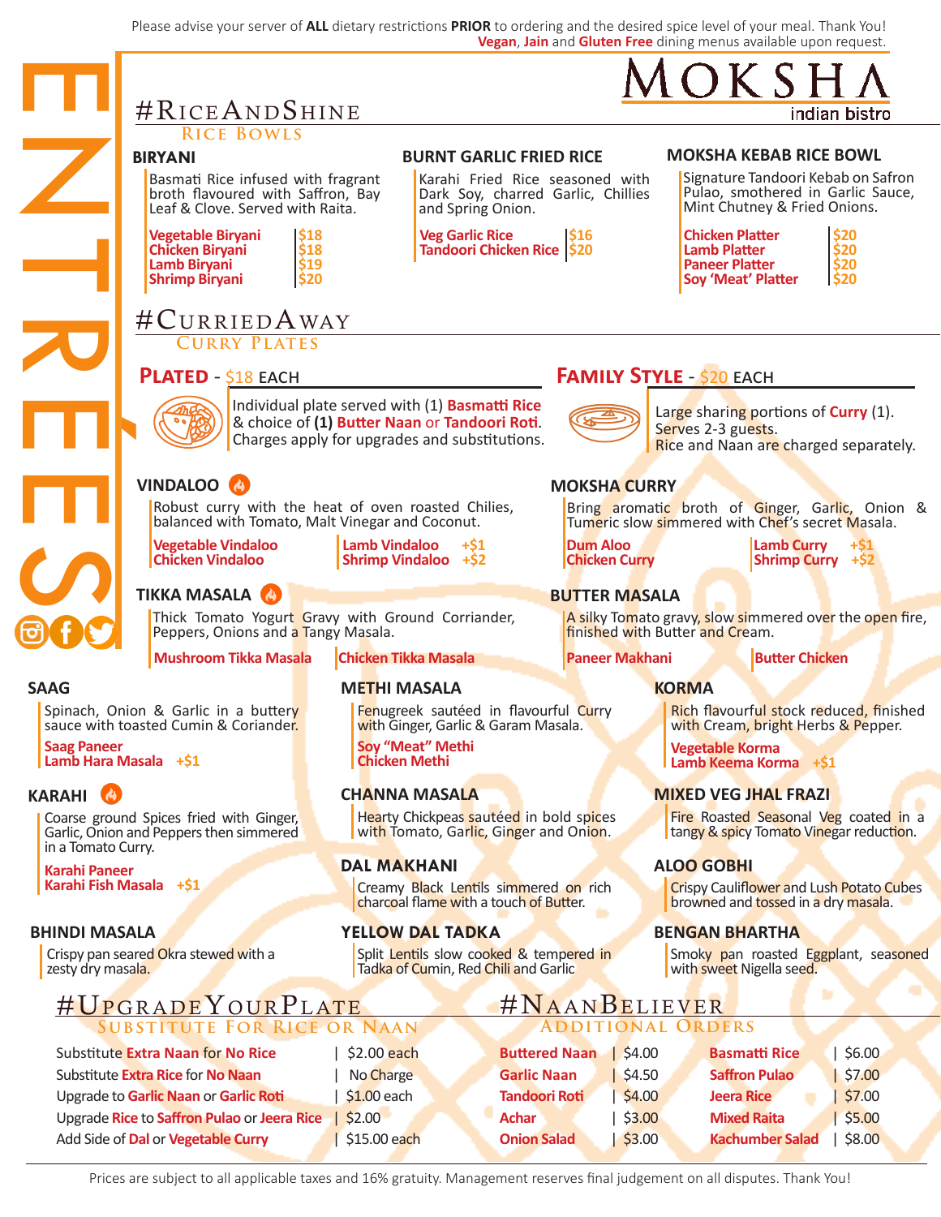Please advise your server of **ALL** dietary restrictions **PRIOR** to ordering and the desired spice level of your meal. Thank You!
**Vegan**, **Jain** and **Gluten Free** dining menus available upon request.

# MOKSHA
indian bistro

# ENTREES

## #RiceAndShine
### Rice Bowls

#### BIRYANI

Basmati Rice infused with fragrant broth flavoured with Saffron, Bay Leaf & Clove. Served with Raita.

| | |
|---|---|
| Vegetable Biryani | $18 |
| Chicken Biryani | $18 |
| Lamb Biryani | $19 |
| Shrimp Biryani | $20 |

#### BURNT GARLIC FRIED RICE

Karahi Fried Rice seasoned with Dark Soy, charred Garlic, Chillies and Spring Onion.

| | |
|---|---|
| Veg Garlic Rice | $16 |
| Tandoori Chicken Rice | $20 |

#### MOKSHA KEBAB RICE BOWL

Signature Tandoori Kebab on Safron Pulao, smothered in Garlic Sauce, Mint Chutney & Fried Onions.

| | |
|---|---|
| Chicken Platter | $20 |
| Lamb Platter | $20 |
| Paneer Platter | $20 |
| Soy 'Meat' Platter | $20 |

## #CurriedAway
### Curry Plates

**PLATED** - $18 EACH

Individual plate served with (1) **Basmatti Rice** & choice of **(1) Butter Naan** or **Tandoori Roti**. Charges apply for upgrades and substitutions.

**FAMILY STYLE** - $20 EACH

Large sharing portions of **Curry** (1). Serves 2-3 guests. Rice and Naan are charged separately.

#### VINDALOO

Robust curry with the heat of oven roasted Chilies, balanced with Tomato, Malt Vinegar and Coconut.

- Vegetable Vindaloo
- Chicken Vindaloo
- Lamb Vindaloo +$1
- Shrimp Vindaloo +$2

#### MOKSHA CURRY

Bring aromatic broth of Ginger, Garlic, Onion & Tumeric slow simmered with Chef's secret Masala.

- Dum Aloo
- Chicken Curry
- Lamb Curry +$1
- Shrimp Curry +$2

#### TIKKA MASALA

Thick Tomato Yogurt Gravy with Ground Corriander, Peppers, Onions and a Tangy Masala.

- Mushroom Tikka Masala
- Chicken Tikka Masala

#### BUTTER MASALA

A silky Tomato gravy, slow simmered over the open fire, finished with Butter and Cream.

- Paneer Makhani
- Butter Chicken

#### SAAG

Spinach, Onion & Garlic in a buttery sauce with toasted Cumin & Coriander.

- Saag Paneer
- Lamb Hara Masala +$1

#### METHI MASALA

Fenugreek sautéed in flavourful Curry with Ginger, Garlic & Garam Masala.

- Soy "Meat" Methi
- Chicken Methi

#### KORMA

Rich flavourful stock reduced, finished with Cream, bright Herbs & Pepper.

- Vegetable Korma
- Lamb Keema Korma +$1

#### KARAHI

Coarse ground Spices fried with Ginger, Garlic, Onion and Peppers then simmered in a Tomato Curry.

- Karahi Paneer
- Karahi Fish Masala +$1

#### CHANNA MASALA

Hearty Chickpeas sautéed in bold spices with Tomato, Garlic, Ginger and Onion.

#### MIXED VEG JHAL FRAZI

Fire Roasted Seasonal Veg coated in a tangy & spicy Tomato Vinegar reduction.

#### DAL MAKHANI

Creamy Black Lentils simmered on rich charcoal flame with a touch of Butter.

#### ALOO GOBHI

Crispy Cauliflower and Lush Potato Cubes browned and tossed in a dry masala.

#### BHINDI MASALA

Crispy pan seared Okra stewed with a zesty dry masala.

#### YELLOW DAL TADKA

Split Lentils slow cooked & tempered in Tadka of Cumin, Red Chili and Garlic

#### BENGAN BHARTHA

Smoky pan roasted Eggplant, seasoned with sweet Nigella seed.

## #UpgradeYourPlate
### Substitute For Rice or Naan

| | |
|---|---|
| Substitute Extra Naan for No Rice | $2.00 each |
| Substitute Extra Rice for No Naan | No Charge |
| Upgrade to Garlic Naan or Garlic Roti | $1.00 each |
| Upgrade Rice to Saffron Pulao or Jeera Rice | $2.00 |
| Add Side of Dal or Vegetable Curry | $15.00 each |

## #NaanBeliever
### Additional Orders

| | | | |
|---|---|---|---|
| Buttered Naan | $4.00 | Basmatti Rice | $6.00 |
| Garlic Naan | $4.50 | Saffron Pulao | $7.00 |
| Tandoori Roti | $4.00 | Jeera Rice | $7.00 |
| Achar | $3.00 | Mixed Raita | $5.00 |
| Onion Salad | $3.00 | Kachumber Salad | $8.00 |

Prices are subject to all applicable taxes and 16% gratuity. Management reserves final judgement on all disputes. Thank You!